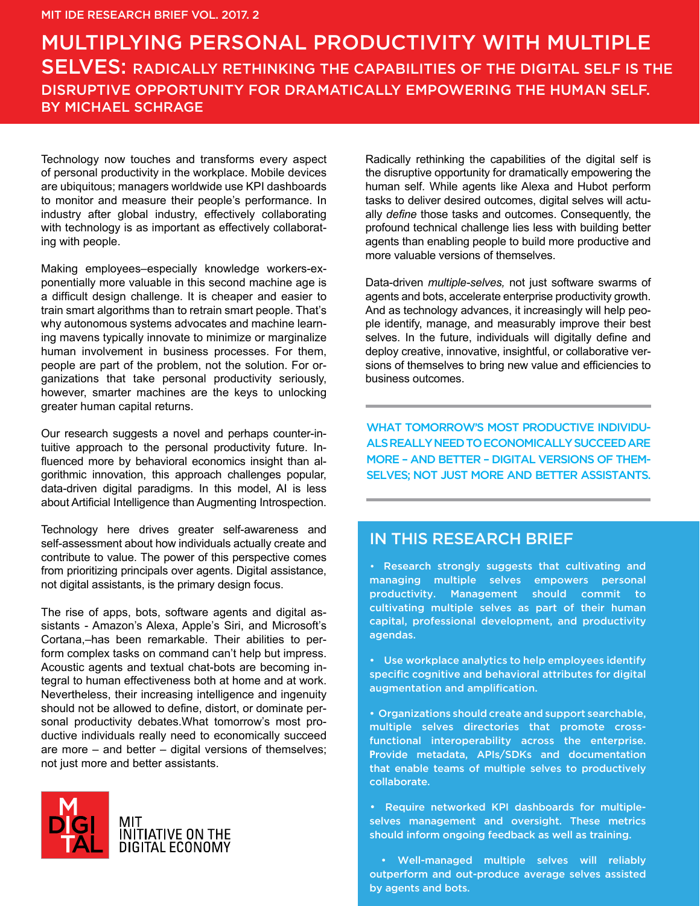MIT IDE RESEARCH BRIEF VOL. 2017. 2

# MULTIPLYING PERSONAL PRODUCTIVITY WITH MULTIPLE SELVES: RADICALLY RETHINKING THE CAPABILITIES OF THE DIGITAL SELF IS THE DISRUPTIVE OPPORTUNITY FOR DRAMATICALLY EMPOWERING THE HUMAN SELF.

BY MICHAEL SCHRAGE

Technology now touches and transforms every aspect of personal productivity in the workplace. Mobile devices are ubiquitous; managers worldwide use KPI dashboards to monitor and measure their people's performance. In industry after global industry, effectively collaborating with technology is as important as effectively collaborating with people.

Making employees–especially knowledge workers-exponentially more valuable in this second machine age is a difficult design challenge. It is cheaper and easier to train smart algorithms than to retrain smart people. That's why autonomous systems advocates and machine learning mavens typically innovate to minimize or marginalize human involvement in business processes. For them, people are part of the problem, not the solution. For organizations that take personal productivity seriously, however, smarter machines are the keys to unlocking greater human capital returns.

Our research suggests a novel and perhaps counter-intuitive approach to the personal productivity future. Influenced more by behavioral economics insight than algorithmic innovation, this approach challenges popular, data-driven digital paradigms. In this model, AI is less about Artificial Intelligence than Augmenting Introspection.

Technology here drives greater self-awareness and self-assessment about how individuals actually create and contribute to value. The power of this perspective comes from prioritizing principals over agents. Digital assistance, not digital assistants, is the primary design focus.

The rise of apps, bots, software agents and digital assistants - Amazon's Alexa, Apple's Siri, and Microsoft's Cortana,–has been remarkable. Their abilities to perform complex tasks on command can't help but impress. Acoustic agents and textual chat-bots are becoming integral to human effectiveness both at home and at work. Nevertheless, their increasing intelligence and ingenuity should not be allowed to define, distort, or dominate personal productivity debates.What tomorrow's most productive individuals really need to economically succeed are more – and better – digital versions of themselves; not just more and better assistants.

MIT INITIATIVE ON THE DIGITAL ECONOMY

Radically rethinking the capabilities of the digital self is the disruptive opportunity for dramatically empowering the human self. While agents like Alexa and Hubot perform tasks to deliver desired outcomes, digital selves will actually *define* those tasks and outcomes. Consequently, the profound technical challenge lies less with building better agents than enabling people to build more productive and more valuable versions of themselves.

Data-driven *multiple-selves,* not just software swarms of agents and bots, accelerate enterprise productivity growth. And as technology advances, it increasingly will help people identify, manage, and measurably improve their best selves. In the future, individuals will digitally define and deploy creative, innovative, insightful, or collaborative versions of themselves to bring new value and efficiencies to business outcomes.

---

**WHAT TOMORROW'S MOST PRODUCTIVE INDIVIDUALS REALLY NEED TO ECONOMICALLY SUCCEED ARE MORE – AND BETTER – DIGITAL VERSIONS OF THEMSELVES; NOT JUST MORE AND BETTER ASSISTANTS.**

---

## IN THIS RESEARCH BRIEF

- Research strongly suggests that cultivating and managing multiple selves empowers personal productivity. Management should commit to cultivating multiple selves as part of their human capital, professional development, and productivity agendas.
- Use workplace analytics to help employees identify specific cognitive and behavioral attributes for digital augmentation and amplification.
- Organizations should create and support searchable, multiple selves directories that promote cross-functional interoperability across the enterprise. Provide metadata, APIs/SDKs and documentation that enable teams of multiple selves to productively collaborate.
- Require networked KPI dashboards for multiple-selves management and oversight. These metrics should inform ongoing feedback as well as training.
- Well-managed multiple selves will reliably outperform and out-produce average selves assisted by agents and bots.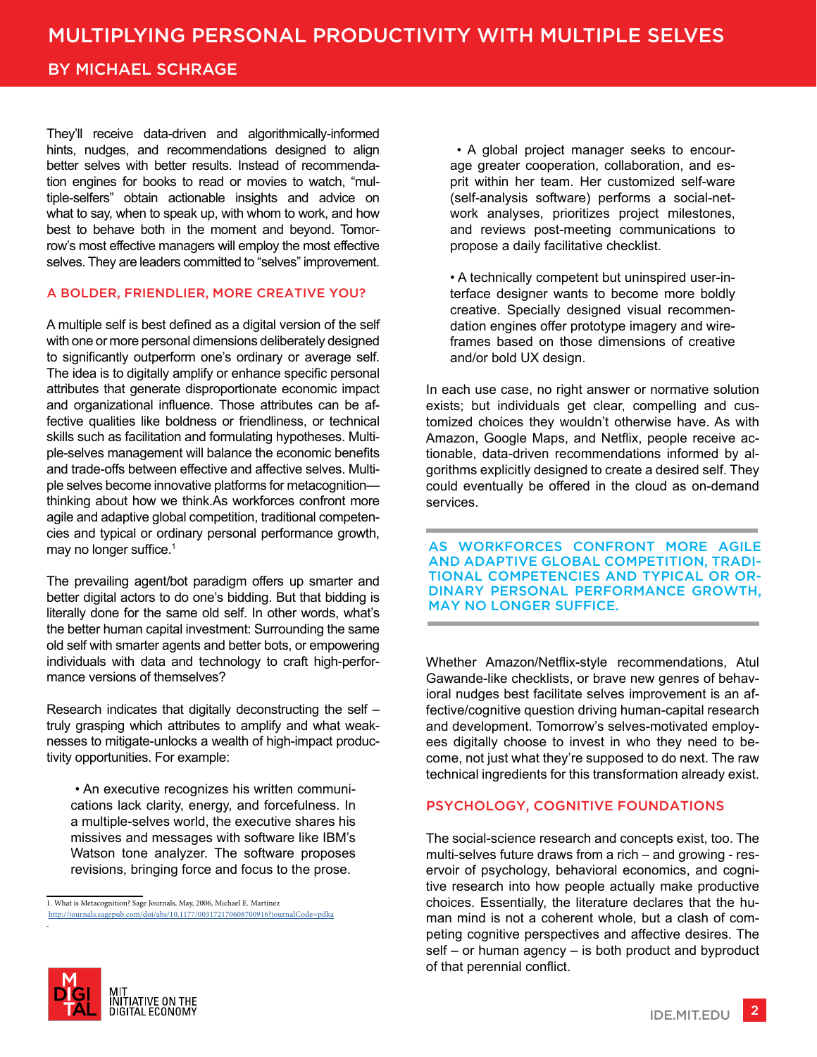They'll receive data-driven and algorithmically-informed hints, nudges, and recommendations designed to align better selves with better results. Instead of recommendation engines for books to read or movies to watch, "multiple-selfers" obtain actionable insights and advice on what to say, when to speak up, with whom to work, and how best to behave both in the moment and beyond. Tomorrow's most effective managers will employ the most effective selves. They are leaders committed to "selves" improvement.

## A BOLDER, FRIENDLIER, MORE CREATIVE YOU?

A multiple self is best defined as a digital version of the self with one or more personal dimensions deliberately designed to significantly outperform one's ordinary or average self. The idea is to digitally amplify or enhance specific personal attributes that generate disproportionate economic impact and organizational influence. Those attributes can be affective qualities like boldness or friendliness, or technical skills such as facilitation and formulating hypotheses. Multiple-selves management will balance the economic benefits and trade-offs between effective and affective selves. Multiple selves become innovative platforms for metacognition—thinking about how we think.As workforces confront more agile and adaptive global competition, traditional competencies and typical or ordinary personal performance growth, may no longer suffice.[1]

The prevailing agent/bot paradigm offers up smarter and better digital actors to do one's bidding. But that bidding is literally done for the same old self. In other words, what's the better human capital investment: Surrounding the same old self with smarter agents and better bots, or empowering individuals with data and technology to craft high-performance versions of themselves?

Research indicates that digitally deconstructing the self – truly grasping which attributes to amplify and what weaknesses to mitigate-unlocks a wealth of high-impact productivity opportunities. For example:

- An executive recognizes his written communications lack clarity, energy, and forcefulness. In a multiple-selves world, the executive shares his missives and messages with software like IBM's Watson tone analyzer. The software proposes revisions, bringing force and focus to the prose.

- A global project manager seeks to encourage greater cooperation, collaboration, and esprit within her team. Her customized self-ware (self-analysis software) performs a social-network analyses, prioritizes project milestones, and reviews post-meeting communications to propose a daily facilitative checklist.

- A technically competent but uninspired user-interface designer wants to become more boldly creative. Specially designed visual recommendation engines offer prototype imagery and wireframes based on those dimensions of creative and/or bold UX design.

In each use case, no right answer or normative solution exists; but individuals get clear, compelling and customized choices they wouldn't otherwise have. As with Amazon, Google Maps, and Netflix, people receive actionable, data-driven recommendations informed by algorithms explicitly designed to create a desired self. They could eventually be offered in the cloud as on-demand services.

> AS WORKFORCES CONFRONT MORE AGILE AND ADAPTIVE GLOBAL COMPETITION, TRADITIONAL COMPETENCIES AND TYPICAL OR ORDINARY PERSONAL PERFORMANCE GROWTH, MAY NO LONGER SUFFICE.

Whether Amazon/Netflix-style recommendations, Atul Gawande-like checklists, or brave new genres of behavioral nudges best facilitate selves improvement is an affective/cognitive question driving human-capital research and development. Tomorrow's selves-motivated employees digitally choose to invest in who they need to become, not just what they're supposed to do next. The raw technical ingredients for this transformation already exist.

## PSYCHOLOGY, COGNITIVE FOUNDATIONS

The social-science research and concepts exist, too. The multi-selves future draws from a rich – and growing - reservoir of psychology, behavioral economics, and cognitive research into how people actually make productive choices. Essentially, the literature declares that the human mind is not a coherent whole, but a clash of competing cognitive perspectives and affective desires. The self – or human agency – is both product and byproduct of that perennial conflict.

---

1. What is Metacognition? Sage Journals, May, 2006, Michael E. Martinez http://journals.sagepub.com/doi/abs/10.1177/003172170608700916?journalCode=pdka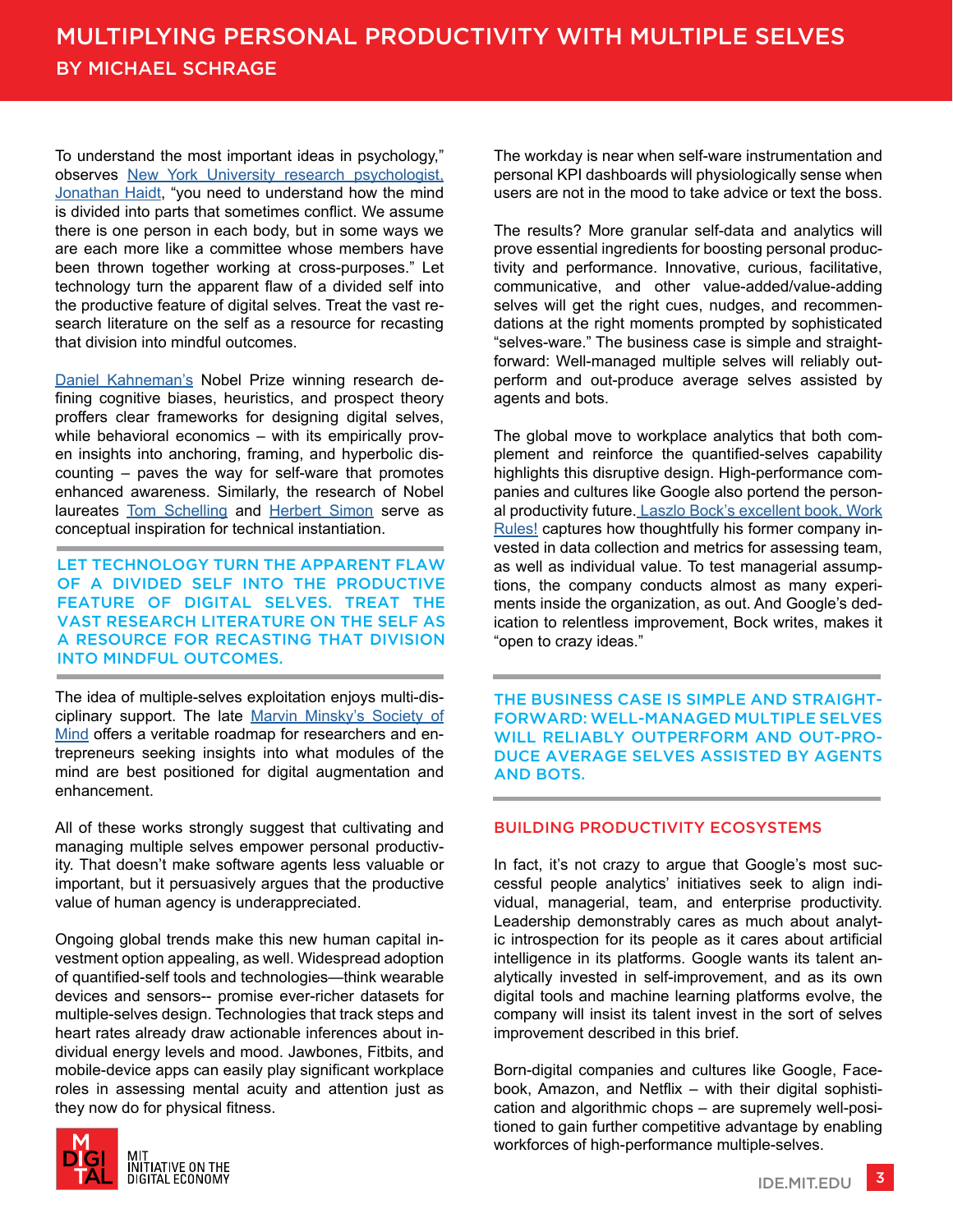To understand the most important ideas in psychology," observes New York University research psychologist, Jonathan Haidt, "you need to understand how the mind is divided into parts that sometimes conflict. We assume there is one person in each body, but in some ways we are each more like a committee whose members have been thrown together working at cross-purposes." Let technology turn the apparent flaw of a divided self into the productive feature of digital selves. Treat the vast research literature on the self as a resource for recasting that division into mindful outcomes.

Daniel Kahneman's Nobel Prize winning research defining cognitive biases, heuristics, and prospect theory proffers clear frameworks for designing digital selves, while behavioral economics – with its empirically proven insights into anchoring, framing, and hyperbolic discounting – paves the way for self-ware that promotes enhanced awareness. Similarly, the research of Nobel laureates Tom Schelling and Herbert Simon serve as conceptual inspiration for technical instantiation.

> LET TECHNOLOGY TURN THE APPARENT FLAW OF A DIVIDED SELF INTO THE PRODUCTIVE FEATURE OF DIGITAL SELVES. TREAT THE VAST RESEARCH LITERATURE ON THE SELF AS A RESOURCE FOR RECASTING THAT DIVISION INTO MINDFUL OUTCOMES.

The idea of multiple-selves exploitation enjoys multi-disciplinary support. The late Marvin Minsky's Society of Mind offers a veritable roadmap for researchers and entrepreneurs seeking insights into what modules of the mind are best positioned for digital augmentation and enhancement.

All of these works strongly suggest that cultivating and managing multiple selves empower personal productivity. That doesn't make software agents less valuable or important, but it persuasively argues that the productive value of human agency is underappreciated.

Ongoing global trends make this new human capital investment option appealing, as well. Widespread adoption of quantified-self tools and technologies—think wearable devices and sensors-- promise ever-richer datasets for multiple-selves design. Technologies that track steps and heart rates already draw actionable inferences about individual energy levels and mood. Jawbones, Fitbits, and mobile-device apps can easily play significant workplace roles in assessing mental acuity and attention just as they now do for physical fitness.

The workday is near when self-ware instrumentation and personal KPI dashboards will physiologically sense when users are not in the mood to take advice or text the boss.

The results? More granular self-data and analytics will prove essential ingredients for boosting personal productivity and performance. Innovative, curious, facilitative, communicative, and other value-added/value-adding selves will get the right cues, nudges, and recommendations at the right moments prompted by sophisticated "selves-ware." The business case is simple and straightforward: Well-managed multiple selves will reliably outperform and out-produce average selves assisted by agents and bots.

The global move to workplace analytics that both complement and reinforce the quantified-selves capability highlights this disruptive design. High-performance companies and cultures like Google also portend the personal productivity future. Laszlo Bock's excellent book, Work Rules! captures how thoughtfully his former company invested in data collection and metrics for assessing team, as well as individual value. To test managerial assumptions, the company conducts almost as many experiments inside the organization, as out. And Google's dedication to relentless improvement, Bock writes, makes it "open to crazy ideas."

> THE BUSINESS CASE IS SIMPLE AND STRAIGHTFORWARD: WELL-MANAGED MULTIPLE SELVES WILL RELIABLY OUTPERFORM AND OUT-PRODUCE AVERAGE SELVES ASSISTED BY AGENTS AND BOTS.

## BUILDING PRODUCTIVITY ECOSYSTEMS

In fact, it's not crazy to argue that Google's most successful people analytics' initiatives seek to align individual, managerial, team, and enterprise productivity. Leadership demonstrably cares as much about analytic introspection for its people as it cares about artificial intelligence in its platforms. Google wants its talent analytically invested in self-improvement, and as its own digital tools and machine learning platforms evolve, the company will insist its talent invest in the sort of selves improvement described in this brief.

Born-digital companies and cultures like Google, Facebook, Amazon, and Netflix – with their digital sophistication and algorithmic chops – are supremely well-positioned to gain further competitive advantage by enabling workforces of high-performance multiple-selves.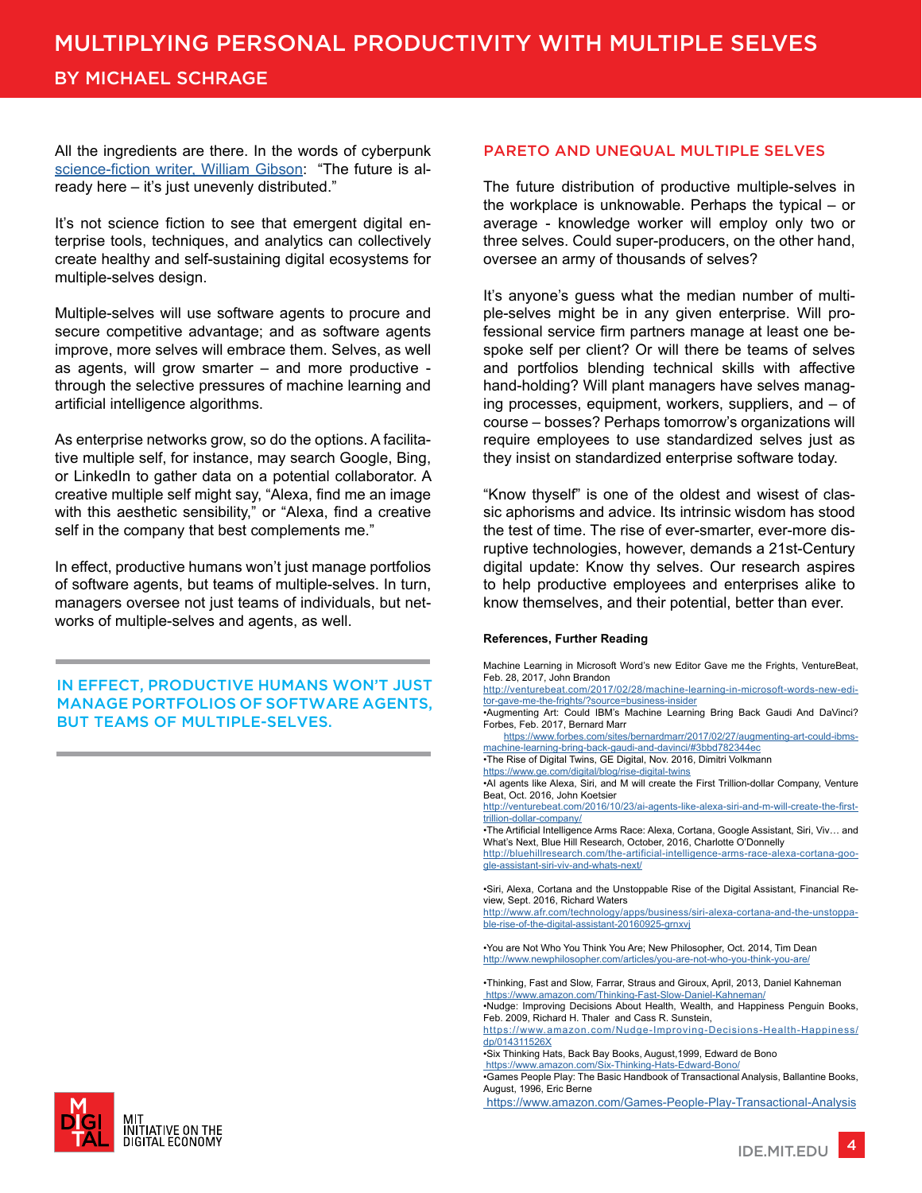All the ingredients are there. In the words of cyberpunk science-fiction writer, William Gibson: "The future is already here – it's just unevenly distributed."

It's not science fiction to see that emergent digital enterprise tools, techniques, and analytics can collectively create healthy and self-sustaining digital ecosystems for multiple-selves design.

Multiple-selves will use software agents to procure and secure competitive advantage; and as software agents improve, more selves will embrace them. Selves, as well as agents, will grow smarter – and more productive - through the selective pressures of machine learning and artificial intelligence algorithms.

As enterprise networks grow, so do the options. A facilitative multiple self, for instance, may search Google, Bing, or LinkedIn to gather data on a potential collaborator. A creative multiple self might say, "Alexa, find me an image with this aesthetic sensibility," or "Alexa, find a creative self in the company that best complements me."

In effect, productive humans won't just manage portfolios of software agents, but teams of multiple-selves. In turn, managers oversee not just teams of individuals, but networks of multiple-selves and agents, as well.

> IN EFFECT, PRODUCTIVE HUMANS WON'T JUST MANAGE PORTFOLIOS OF SOFTWARE AGENTS, BUT TEAMS OF MULTIPLE-SELVES.

## PARETO AND UNEQUAL MULTIPLE SELVES

The future distribution of productive multiple-selves in the workplace is unknowable. Perhaps the typical – or average - knowledge worker will employ only two or three selves. Could super-producers, on the other hand, oversee an army of thousands of selves?

It's anyone's guess what the median number of multiple-selves might be in any given enterprise. Will professional service firm partners manage at least one bespoke self per client? Or will there be teams of selves and portfolios blending technical skills with affective hand-holding? Will plant managers have selves managing processes, equipment, workers, suppliers, and – of course – bosses? Perhaps tomorrow's organizations will require employees to use standardized selves just as they insist on standardized enterprise software today.

"Know thyself" is one of the oldest and wisest of classic aphorisms and advice. Its intrinsic wisdom has stood the test of time. The rise of ever-smarter, ever-more disruptive technologies, however, demands a 21st-Century digital update: Know thy selves. Our research aspires to help productive employees and enterprises alike to know themselves, and their potential, better than ever.

**References, Further Reading**

Machine Learning in Microsoft Word's new Editor Gave me the Frights, VentureBeat, Feb. 28, 2017, John Brandon
http://venturebeat.com/2017/02/28/machine-learning-in-microsoft-words-new-editor-gave-me-the-frights/?source=business-insider

•Augmenting Art: Could IBM's Machine Learning Bring Back Gaudi And DaVinci? Forbes, Feb. 2017, Bernard Marr
https://www.forbes.com/sites/bernardmarr/2017/02/27/augmenting-art-could-ibms-machine-learning-bring-back-gaudi-and-davinci/#3bbd782344ec

•The Rise of Digital Twins, GE Digital, Nov. 2016, Dimitri Volkmann
https://www.ge.com/digital/blog/rise-digital-twins

•AI agents like Alexa, Siri, and M will create the First Trillion-dollar Company, Venture Beat, Oct. 2016, John Koetsier
http://venturebeat.com/2016/10/23/ai-agents-like-alexa-siri-and-m-will-create-the-first-trillion-dollar-company/

•The Artificial Intelligence Arms Race: Alexa, Cortana, Google Assistant, Siri, Viv… and What's Next, Blue Hill Research, October, 2016, Charlotte O'Donnelly
http://bluehillresearch.com/the-artificial-intelligence-arms-race-alexa-cortana-google-assistant-siri-viv-and-whats-next/

•Siri, Alexa, Cortana and the Unstoppable Rise of the Digital Assistant, Financial Review, Sept. 2016, Richard Waters
http://www.afr.com/technology/apps/business/siri-alexa-cortana-and-the-unstoppable-rise-of-the-digital-assistant-20160925-grnxvj

•You are Not Who You Think You Are; New Philosopher, Oct. 2014, Tim Dean
http://www.newphilosopher.com/articles/you-are-not-who-you-think-you-are/

•Thinking, Fast and Slow, Farrar, Straus and Giroux, April, 2013, Daniel Kahneman
https://www.amazon.com/Thinking-Fast-Slow-Daniel-Kahneman/

•Nudge: Improving Decisions About Health, Wealth, and Happiness Penguin Books, Feb. 2009, Richard H. Thaler and Cass R. Sunstein,
https://www.amazon.com/Nudge-Improving-Decisions-Health-Happiness/dp/014311526X

•Six Thinking Hats, Back Bay Books, August,1999, Edward de Bono
https://www.amazon.com/Six-Thinking-Hats-Edward-Bono/

•Games People Play: The Basic Handbook of Transactional Analysis, Ballantine Books, August, 1996, Eric Berne
https://www.amazon.com/Games-People-Play-Transactional-Analysis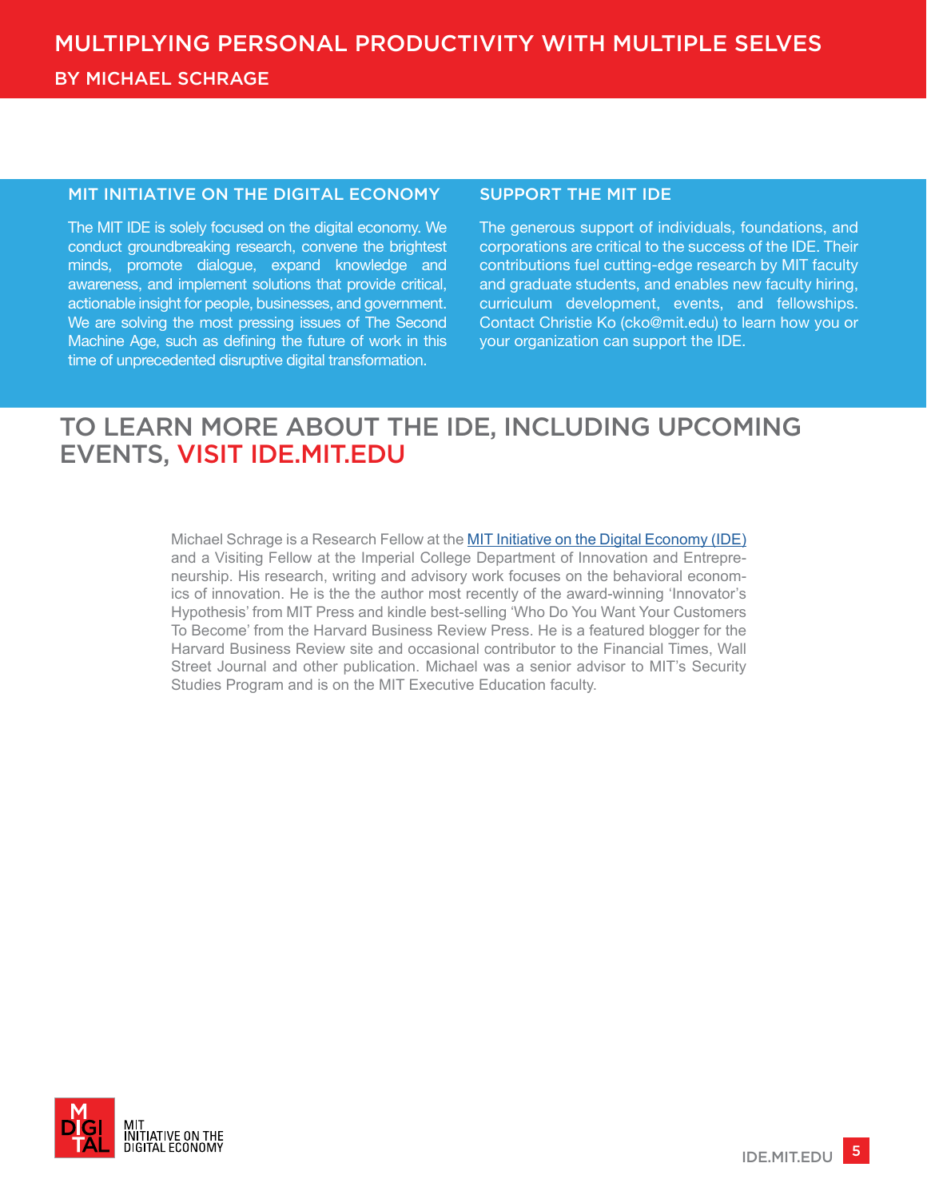## MIT INITIATIVE ON THE DIGITAL ECONOMY

The MIT IDE is solely focused on the digital economy. We conduct groundbreaking research, convene the brightest minds, promote dialogue, expand knowledge and awareness, and implement solutions that provide critical, actionable insight for people, businesses, and government. We are solving the most pressing issues of The Second Machine Age, such as defining the future of work in this time of unprecedented disruptive digital transformation.

## SUPPORT THE MIT IDE

The generous support of individuals, foundations, and corporations are critical to the success of the IDE. Their contributions fuel cutting-edge research by MIT faculty and graduate students, and enables new faculty hiring, curriculum development, events, and fellowships. Contact Christie Ko (cko@mit.edu) to learn how you or your organization can support the IDE.

## TO LEARN MORE ABOUT THE IDE, INCLUDING UPCOMING EVENTS, VISIT IDE.MIT.EDU

Michael Schrage is a Research Fellow at the [MIT Initiative on the Digital Economy (IDE)](http://ide.mit.edu) and a Visiting Fellow at the Imperial College Department of Innovation and Entrepreneurship. His research, writing and advisory work focuses on the behavioral economics of innovation. He is the the author most recently of the award-winning 'Innovator's Hypothesis' from MIT Press and kindle best-selling 'Who Do You Want Your Customers To Become' from the Harvard Business Review Press. He is a featured blogger for the Harvard Business Review site and occasional contributor to the Financial Times, Wall Street Journal and other publication. Michael was a senior advisor to MIT's Security Studies Program and is on the MIT Executive Education faculty.

MIT INITIATIVE ON THE DIGITAL ECONOMY